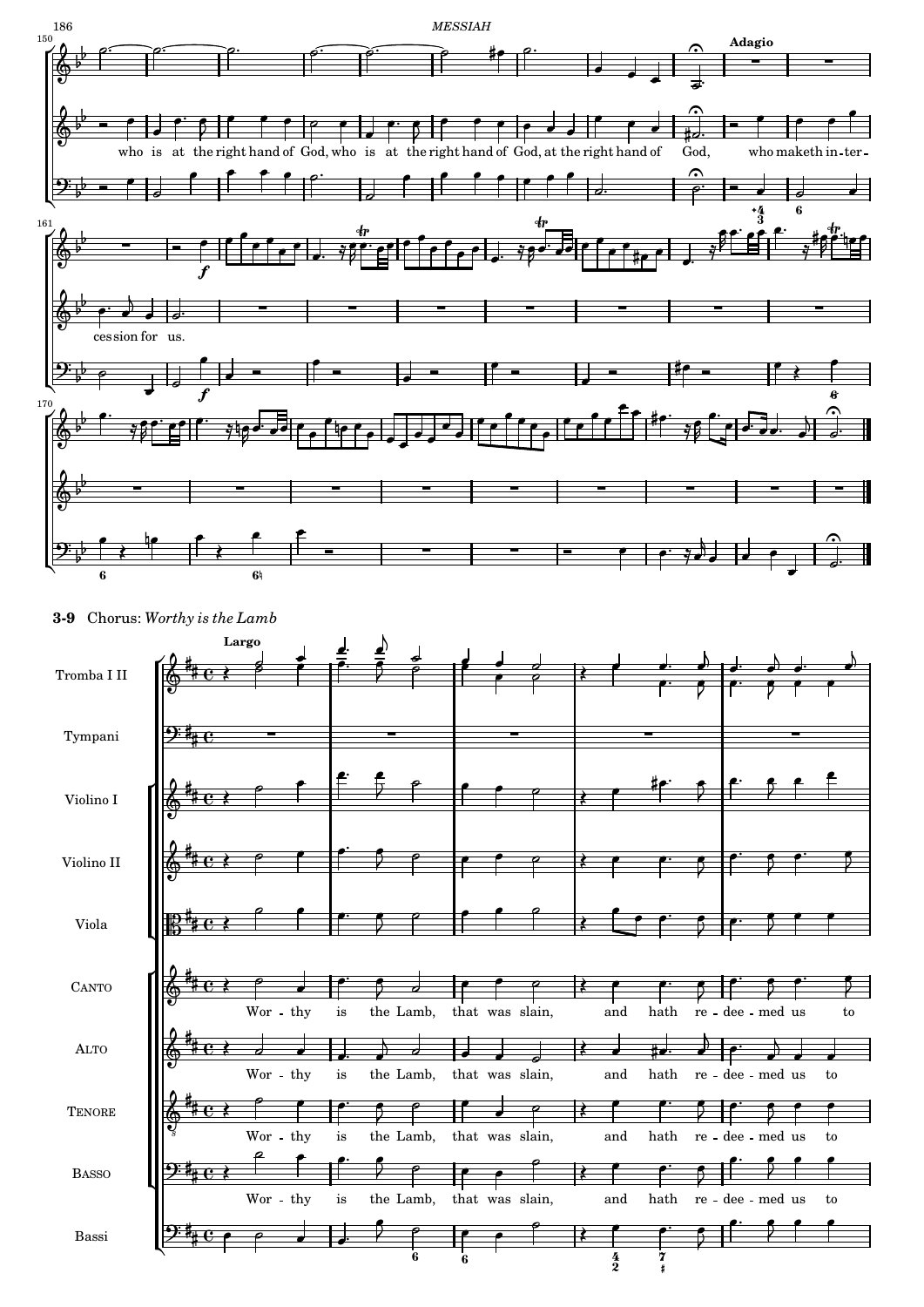### 3-9 Chorus: *Worthy is the Lamb*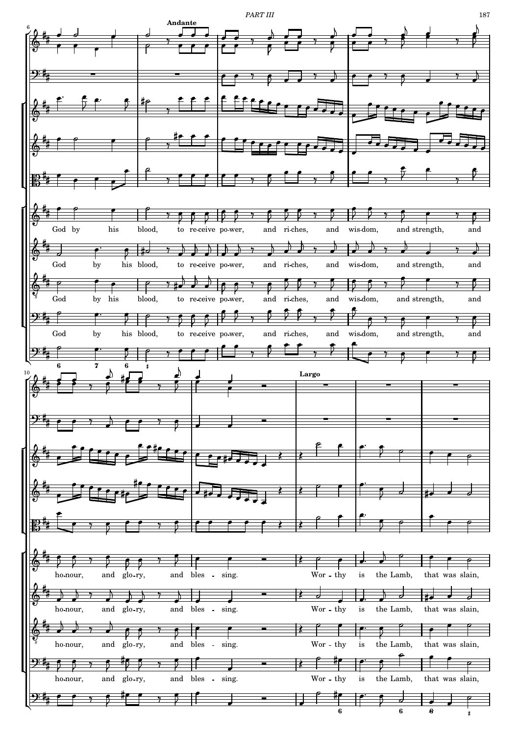**Andante**

God by his blood, to re-ceive po-wer, and ri-ches, and wis-dom, and strength, and

ho-nour, and glo-ry, and bles - sing.

**Largo**

Wor - thy is the Lamb, that was slain,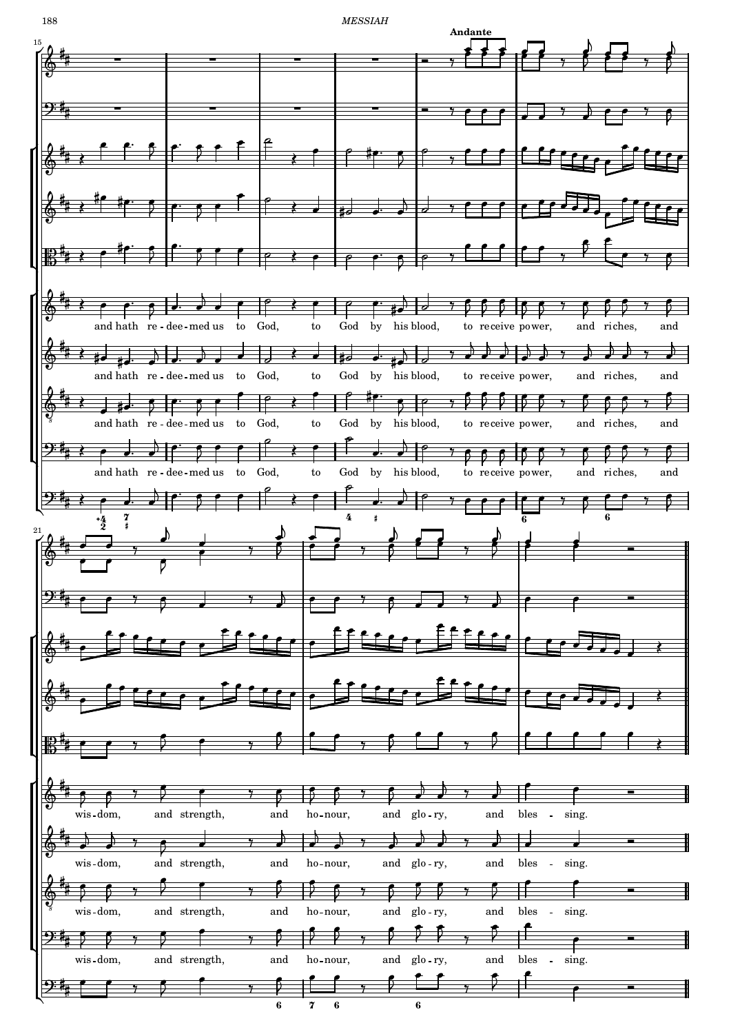Andante

and hath re - dee - med us to God, to God by his blood, to receive power, and riches, and

wis - dom, and strength, and ho - nour, and glo - ry, and bles - sing.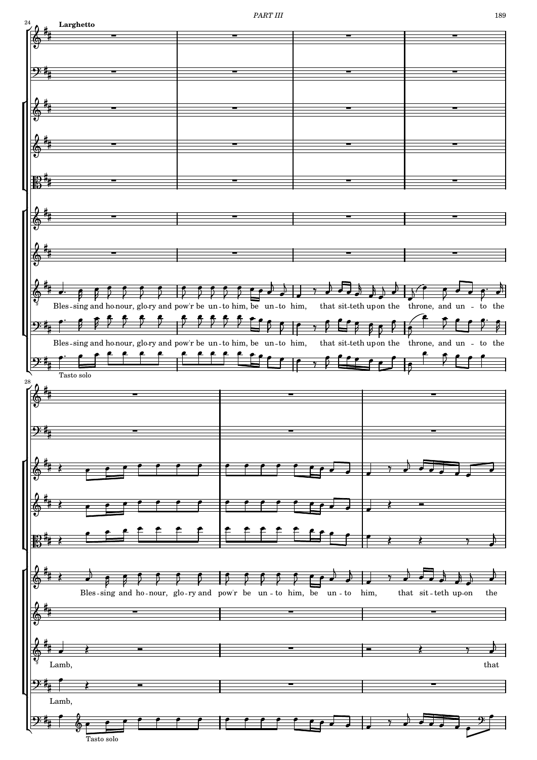Larghetto

Bles-sing and ho-nour, glo-ry and pow'r be un-to him, be un-to him, that sit-teth up-on the throne, and un-to the

Bles-sing and ho-nour, glo-ry and pow'r be un-to him, be un-to him, that sit-teth up-on the throne, and un-to the

Tasto solo

Bles-sing and ho-nour, glo-ry and pow'r be un-to him, be un-to him, that sit-teth up-on the

Lamb, that

Lamb,

Tasto solo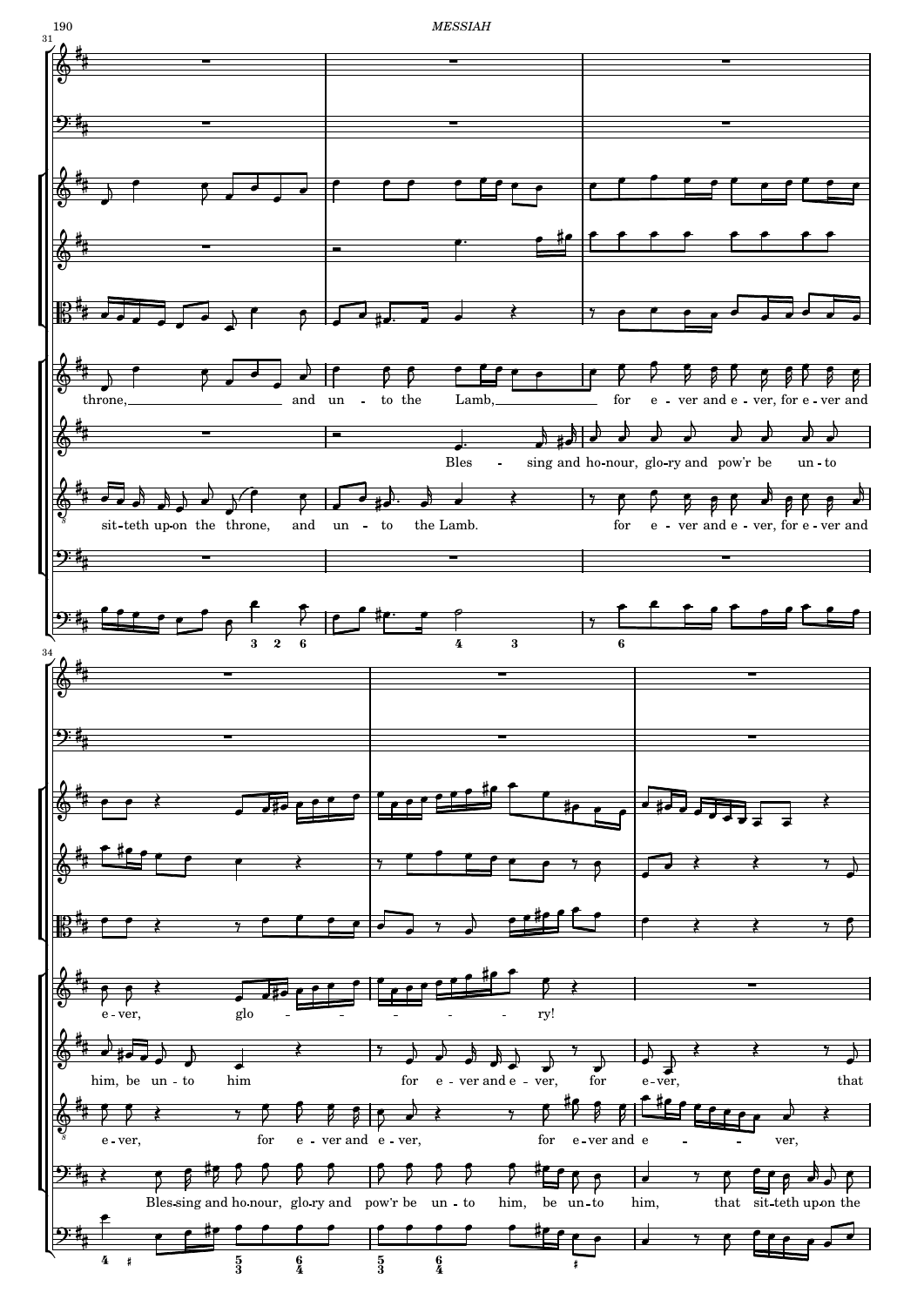throne, and un - to the Lamb, for e - ver and e - ver, for e - ver and

Bles - sing and ho-nour, glo-ry and pow'r be un - to

sit-teth up-on the throne, and un - to the Lamb. for e - ver and e - ver, for e - ver and

e - ver, glo - - - - - ry!

him, be un - to him for e - ver and e - ver, for e - ver, that

e - ver, for e - ver and e - ver, for e - ver and e - - - ver,

Bles-sing and ho-nour, glo-ry and pow'r be un - to him, be un-to him, that sit-teth up-on the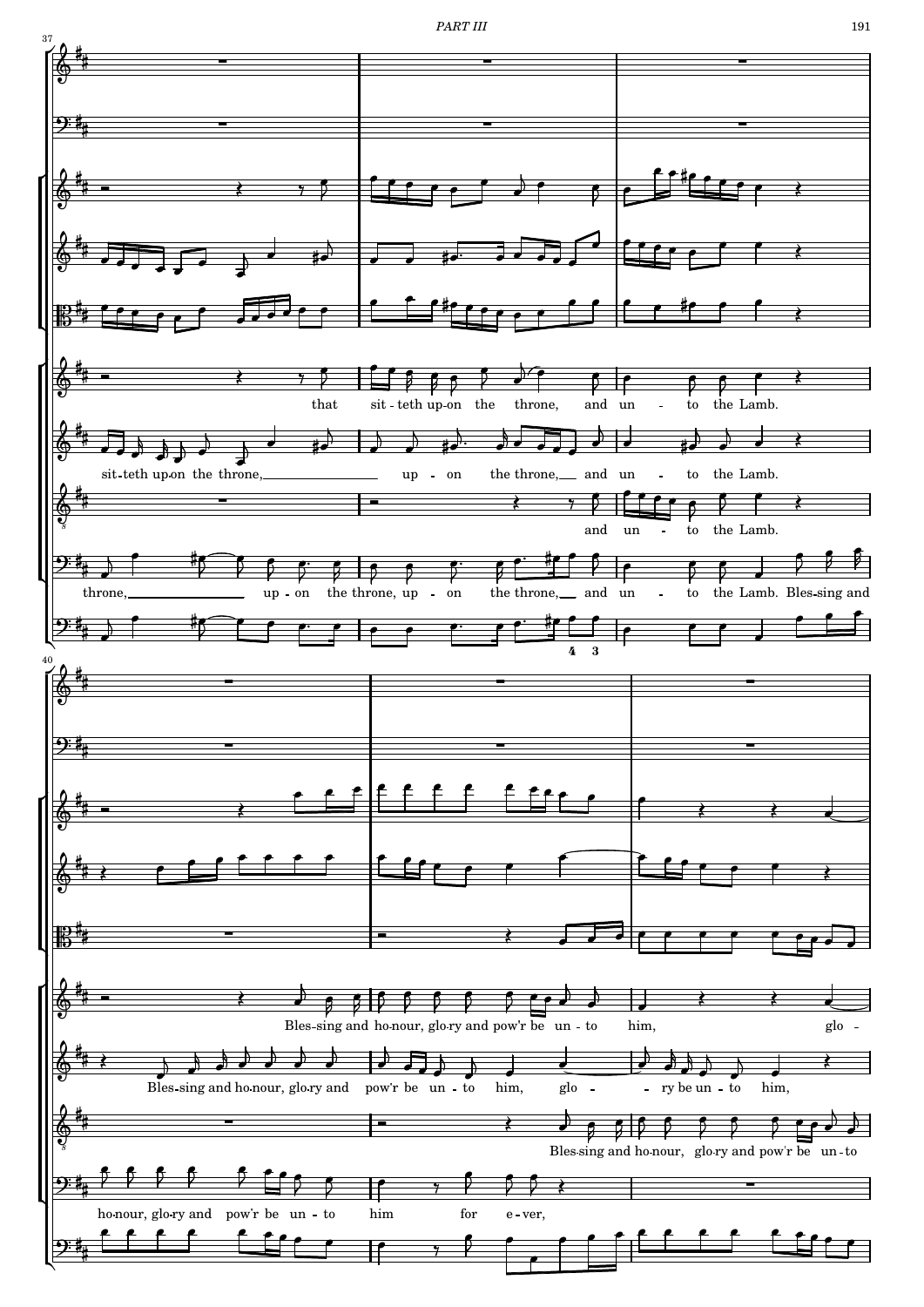37

that sit-teth up-on the throne, and un - to the Lamb.

sit-teth up-on the throne, up - on the throne, and un - to the Lamb.

and un - to the Lamb.

throne, up - on the throne, up - on the throne, and un - to the Lamb. Bles-sing and

4 3

40

Bles-sing and ho-nour, glo-ry and pow'r be un - to him, glo -

Bles-sing and ho-nour, glo-ry and pow'r be un - to him, glo - ry be un - to him,

Bles-sing and ho-nour, glo-ry and pow'r be un - to

ho-nour, glo-ry and pow'r be un - to him for e - ver,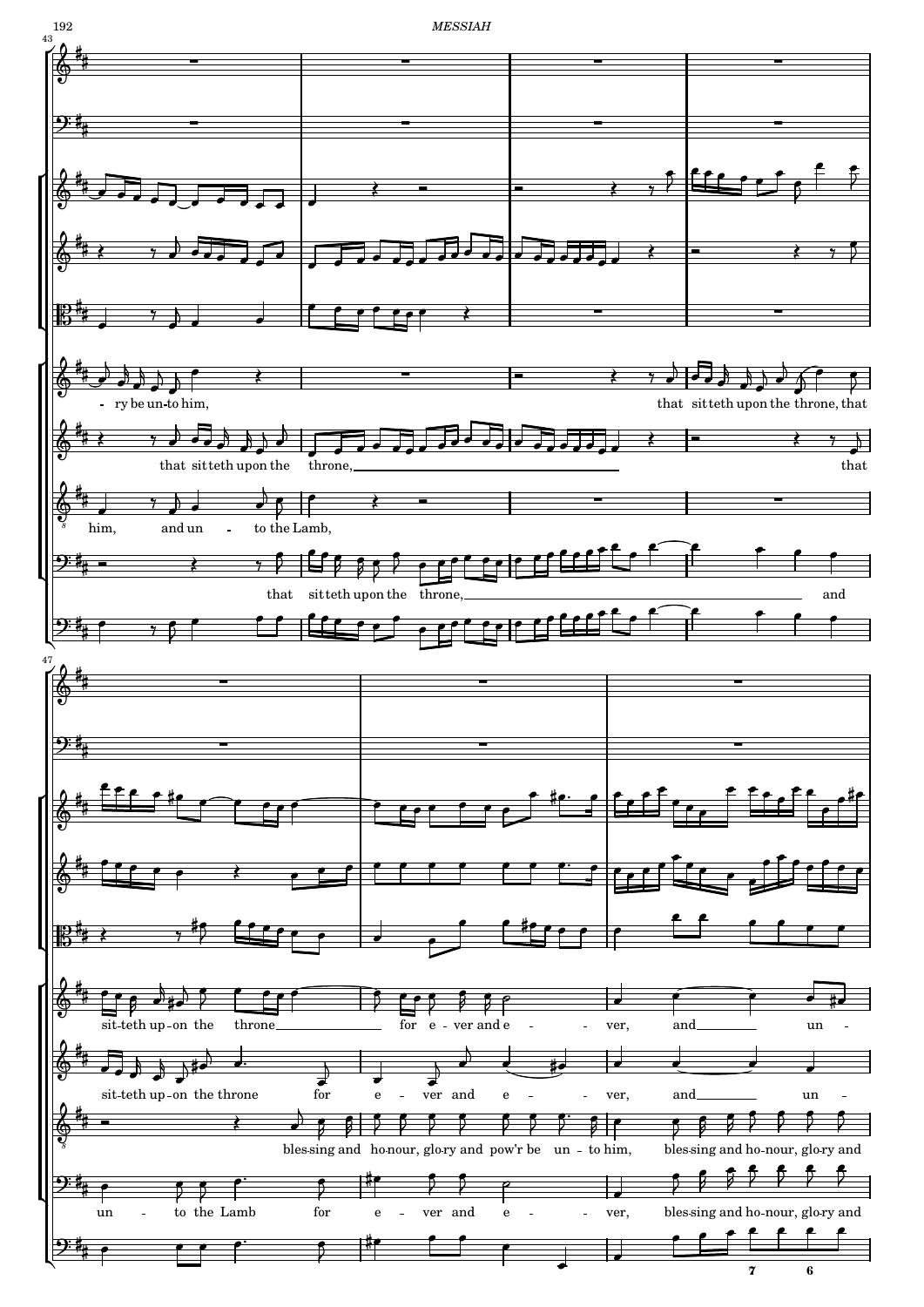43

- ry be un-to him, that sit-teth up-on the throne, that

that sit-teth up-on the throne, that

him, and un - to the Lamb,

that sit-teth up-on the throne, and

47

sit-teth up-on the throne for e - ver and e - ver, and un -

sit-teth up-on the throne for e - ver and e - ver, and un -

bles-sing and ho-nour, glo-ry and pow'r be un - to him, bles-sing and ho-nour, glo-ry and

un - to the Lamb for e - ver and e - ver, bles-sing and ho-nour, glo-ry and

7 6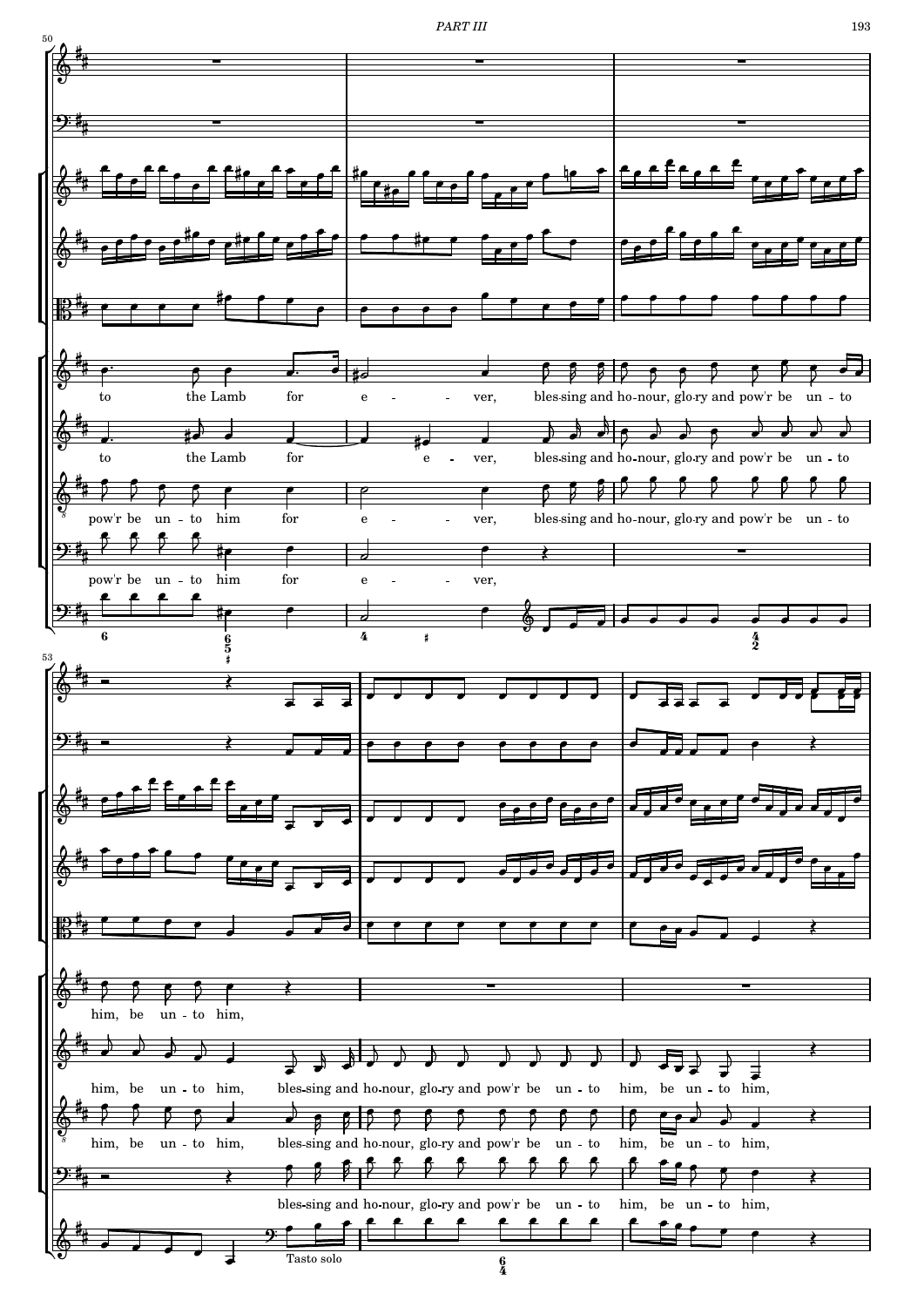to the Lamb for e - - ver, bles-sing and ho-nour, glo-ry and pow'r be un - to

to the Lamb for e - ver, bles-sing and ho-nour, glo-ry and pow'r be un - to

pow'r be un - to him for e - - ver, bles-sing and ho-nour, glo-ry and pow'r be un - to

pow'r be un - to him for e - - ver,

him, be un - to him,

him, be un - to him, bles-sing and ho-nour, glo-ry and pow'r be un - to him, be un - to him,

him, be un - to him, bles-sing and ho-nour, glo-ry and pow'r be un - to him, be un - to him,

bles-sing and ho-nour, glo-ry and pow'r be un - to him, be un - to him,

Tasto solo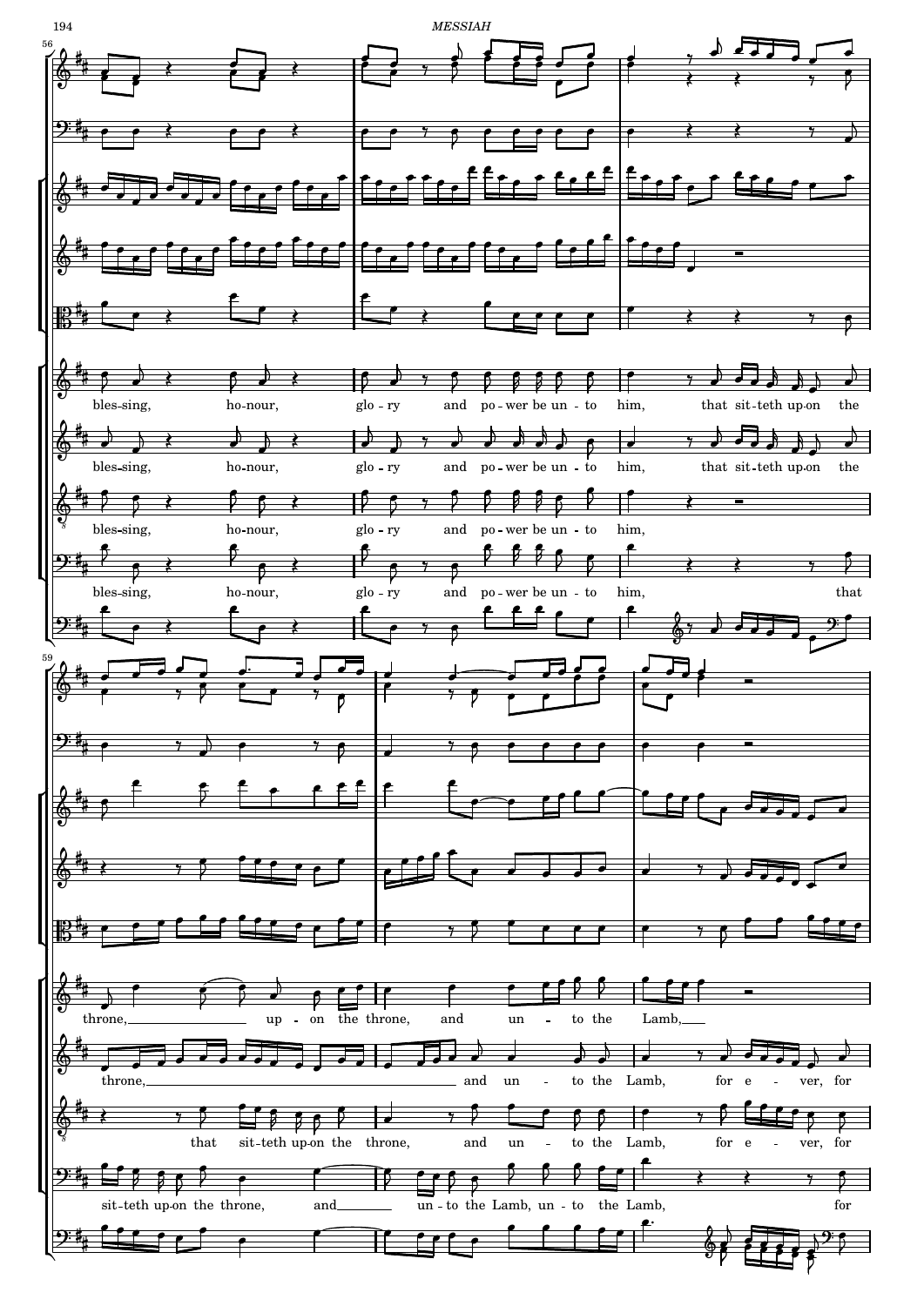bles-sing, ho-nour, glo-ry and po-wer be un-to him, that sit-teth up-on the

bles-sing, ho-nour, glo-ry and po-wer be un-to him, that sit-teth up-on the

bles-sing, ho-nour, glo-ry and po-wer be un-to him,

bles-sing, ho-nour, glo-ry and po-wer be un-to him, that

throne, up-on the throne, and un-to the Lamb,

throne, and un-to the Lamb, for e-ver, for

that sit-teth up-on the throne, and un-to the Lamb, for e-ver, for

sit-teth up-on the throne, and un-to the Lamb, un-to the Lamb, for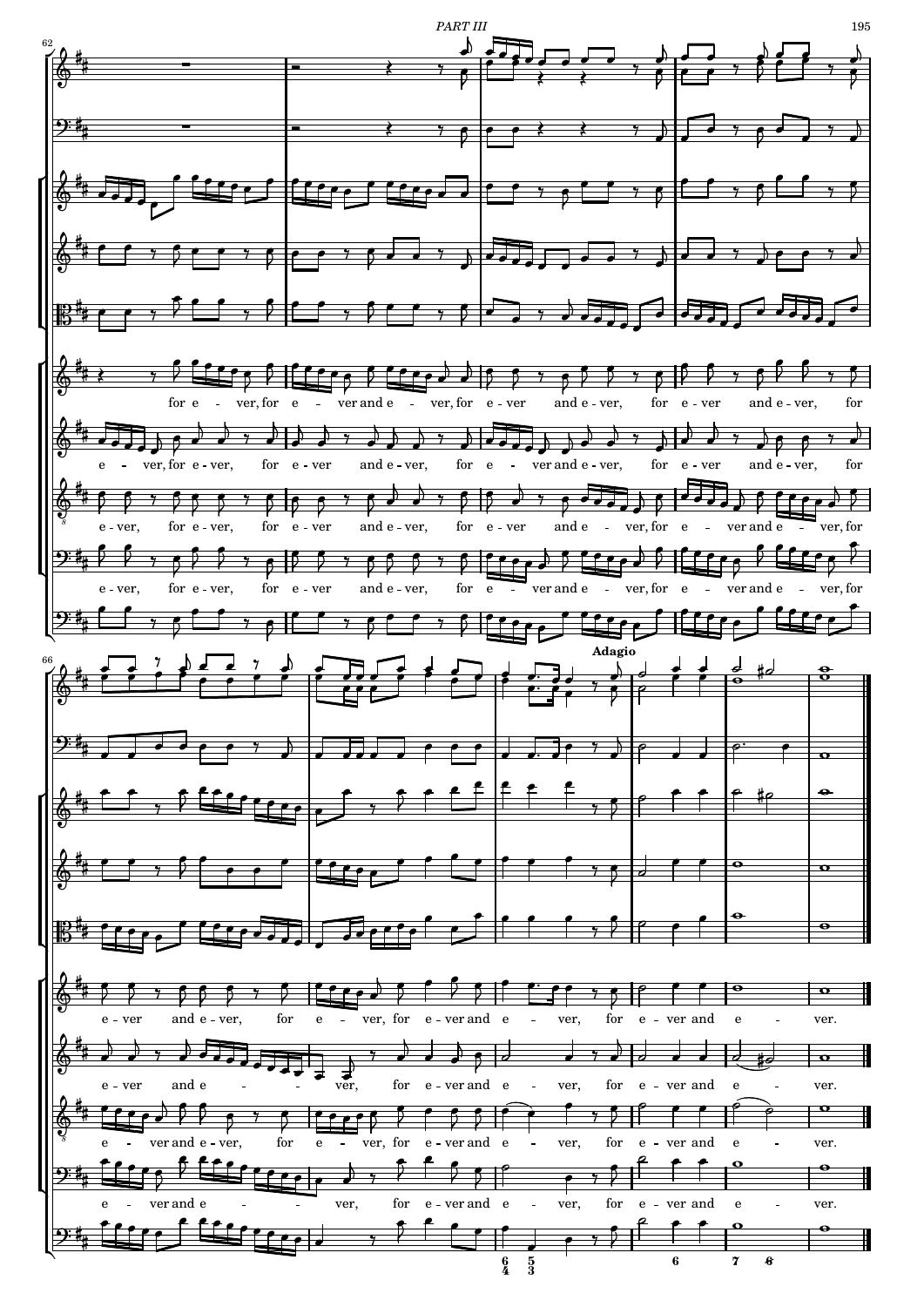Adagio

for e - ver, for e - ver and e - ver, for e - ver and e - ver, for e - ver and e - ver, for

e - ver, for e - ver, for e - ver and e - ver, for e - ver and e - ver, for e - ver and e - ver, for

e - ver, for e - ver, for e - ver and e - ver, for e - ver and e - ver, for e - ver and e - ver, for

e - ver, for e - ver, for e - ver and e - ver, for e - ver and e - ver, for e - ver and e - ver, for

e - ver and e - ver, for e - ver, for e - ver and e - ver, for e - ver and e - ver.

e - ver and e - ver, for e - ver and e - ver, for e - ver and e - ver.

e - ver and e - ver, for e - ver, for e - ver and e - ver, for e - ver and e - ver.

e - ver and e - ver, for e - ver and e - ver, for e - ver and e - ver.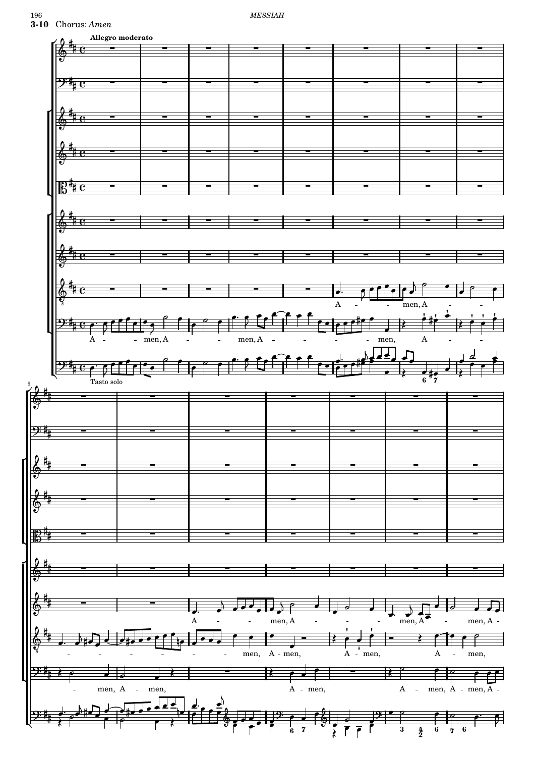**3-10** Chorus: *Amen*

**Allegro moderato**

A - - men, A - - - men, A - - - - - men, A -

A - - men, A - -

Tasto solo

- - - - - - - - men, A - men, A - men, A - men,

- men, A - men, A - men, A - men, A - men, A -

A - - men, A - - - - men, A - - men, A -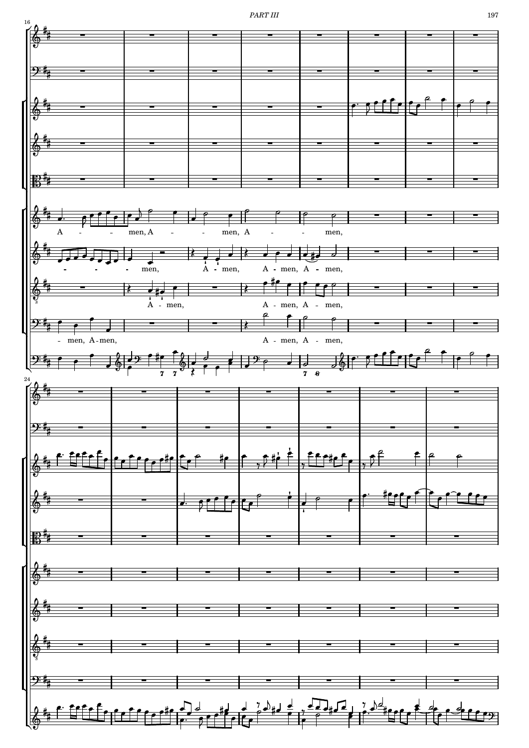16

A - - men, A - - men, A - - men,

- - - men, A - men, A - men, A - men,

A - men, A - men, A - men,

- men, A - men, A - men, A - men,

24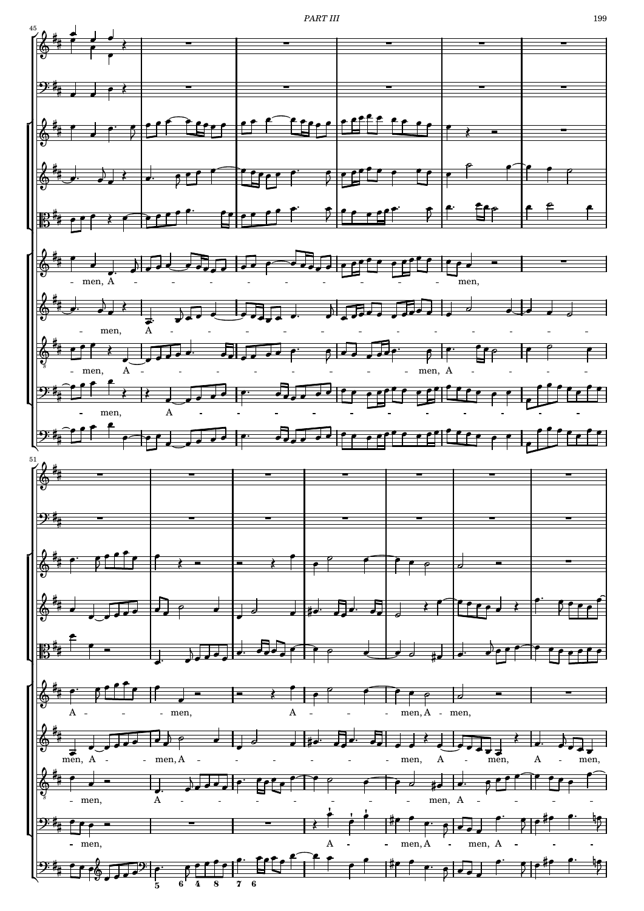- men, A - - - - - - - - - - - - men,

- men, A - - - - - - - - - - - - - - - - -

- men, A - - - - - - - - - men, A - - - - -

- men, A - - - - - - - - - - - - - - - - -

A - - - - men, A - - - - men, A - men,

men, A - - men, A - - - - - - - - - - men, A - men, A - men,

- men, A - - - - - - - - men, A - - - - - -

- men, A - - men, A - men, A - - - -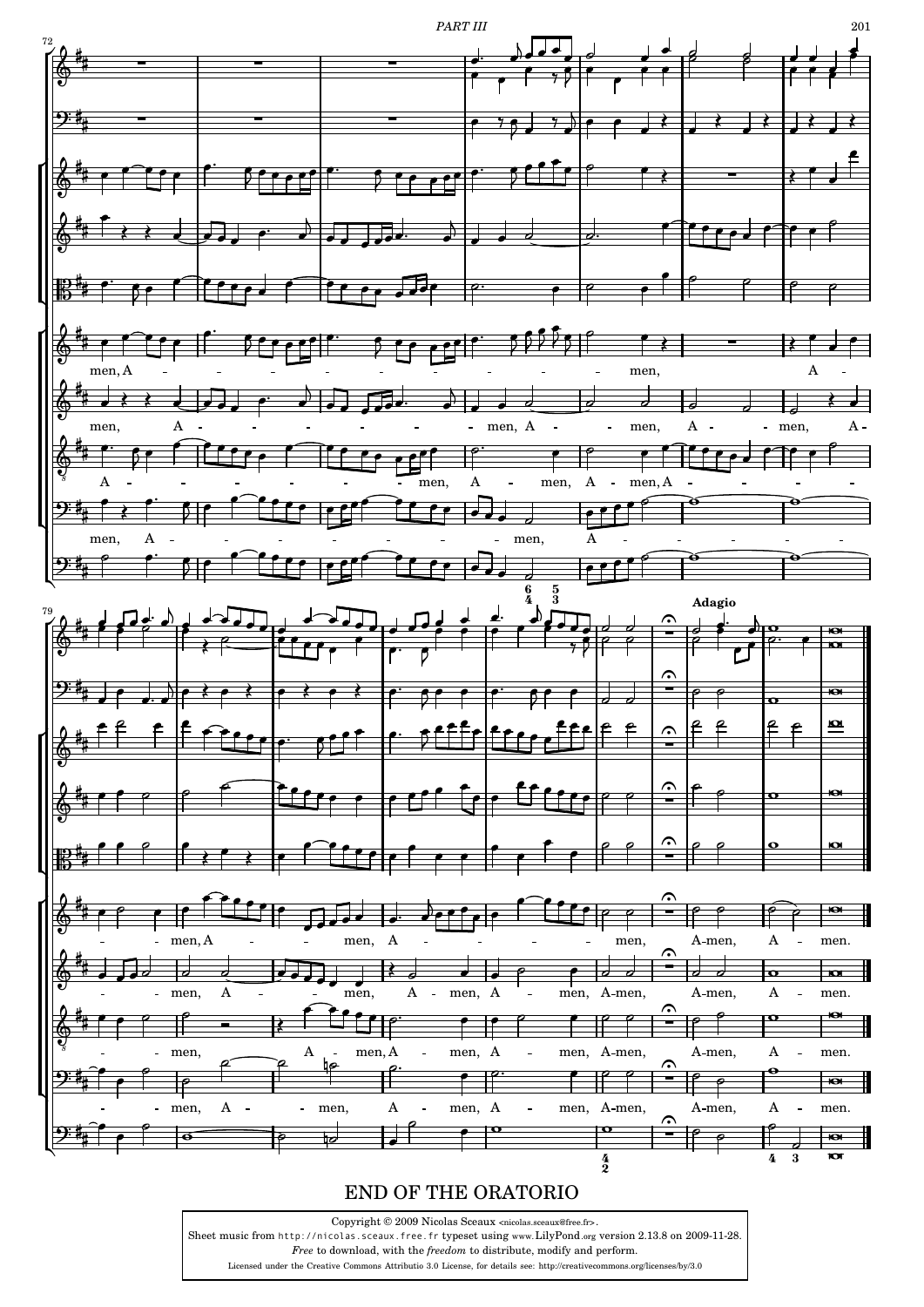# END OF THE ORATORIO

Copyright © 2009 Nicolas Sceaux <nicolas.sceaux@free.fr>.
Sheet music from http://nicolas.sceaux.free.fr typeset using www.LilyPond.org version 2.13.8 on 2009-11-28.
*Free* to download, with the *freedom* to distribute, modify and perform.
Licensed under the Creative Commons Attributio 3.0 License, for details see: http://creativecommons.org/licenses/by/3.0